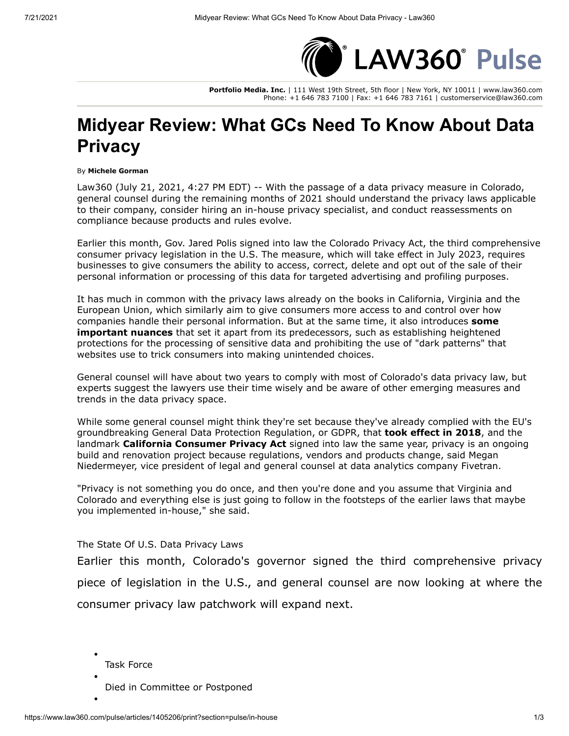# Midyear Review: What GCs Need To Know About Data Privacy

By **Michele Gorman**

Law360 (July 21, 2021, 4:27 PM EDT) -- With the passage of a data privacy measure in Colorado, general counsel during the remaining months of 2021 should understand the privacy laws applicable to their company, consider hiring an in-house privacy specialist, and conduct reassessments on compliance because products and rules evolve.

Earlier this month, Gov. Jared Polis signed into law the Colorado Privacy Act, the third comprehensive consumer privacy legislation in the U.S. The measure, which will take effect in July 2023, requires businesses to give consumers the ability to access, correct, delete and opt out of the sale of their personal information or processing of this data for targeted advertising and profiling purposes.

It has much in common with the privacy laws already on the books in California, Virginia and the European Union, which similarly aim to give consumers more access to and control over how companies handle their personal information. But at the same time, it also introduces **some important nuances** that set it apart from its predecessors, such as establishing heightened protections for the processing of sensitive data and prohibiting the use of "dark patterns" that websites use to trick consumers into making unintended choices.

General counsel will have about two years to comply with most of Colorado's data privacy law, but experts suggest the lawyers use their time wisely and be aware of other emerging measures and trends in the data privacy space.

While some general counsel might think they're set because they've already complied with the EU's groundbreaking General Data Protection Regulation, or GDPR, that **took effect in 2018**, and the landmark **California Consumer Privacy Act** signed into law the same year, privacy is an ongoing build and renovation project because regulations, vendors and products change, said Megan Niedermeyer, vice president of legal and general counsel at data analytics company Fivetran.

"Privacy is not something you do once, and then you're done and you assume that Virginia and Colorado and everything else is just going to follow in the footsteps of the earlier laws that maybe you implemented in-house," she said.

The State Of U.S. Data Privacy Laws

Earlier this month, Colorado's governor signed the third comprehensive privacy piece of legislation in the U.S., and general counsel are now looking at where the consumer privacy law patchwork will expand next.

- Task Force
- Died in Committee or Postponed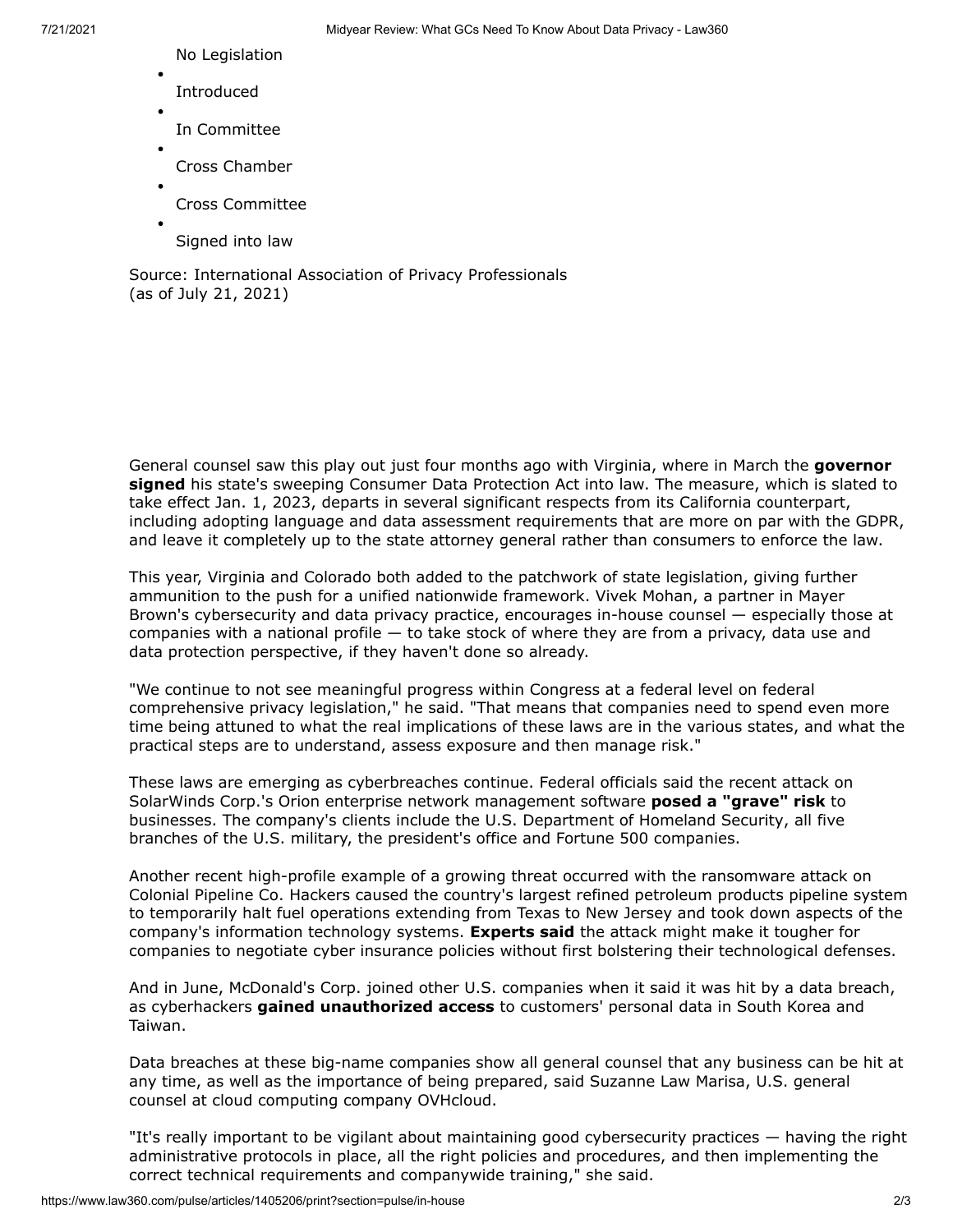No Legislation

- Introduced
- In Committee
- Cross Chamber
- Cross Committee
- Signed into law

Source: International Association of Privacy Professionals
(as of July 21, 2021)

General counsel saw this play out just four months ago with Virginia, where in March the **governor signed** his state's sweeping Consumer Data Protection Act into law. The measure, which is slated to take effect Jan. 1, 2023, departs in several significant respects from its California counterpart, including adopting language and data assessment requirements that are more on par with the GDPR, and leave it completely up to the state attorney general rather than consumers to enforce the law.

This year, Virginia and Colorado both added to the patchwork of state legislation, giving further ammunition to the push for a unified nationwide framework. Vivek Mohan, a partner in Mayer Brown's cybersecurity and data privacy practice, encourages in-house counsel — especially those at companies with a national profile — to take stock of where they are from a privacy, data use and data protection perspective, if they haven't done so already.

"We continue to not see meaningful progress within Congress at a federal level on federal comprehensive privacy legislation," he said. "That means that companies need to spend even more time being attuned to what the real implications of these laws are in the various states, and what the practical steps are to understand, assess exposure and then manage risk."

These laws are emerging as cyberbreaches continue. Federal officials said the recent attack on SolarWinds Corp.'s Orion enterprise network management software **posed a "grave" risk** to businesses. The company's clients include the U.S. Department of Homeland Security, all five branches of the U.S. military, the president's office and Fortune 500 companies.

Another recent high-profile example of a growing threat occurred with the ransomware attack on Colonial Pipeline Co. Hackers caused the country's largest refined petroleum products pipeline system to temporarily halt fuel operations extending from Texas to New Jersey and took down aspects of the company's information technology systems. **Experts said** the attack might make it tougher for companies to negotiate cyber insurance policies without first bolstering their technological defenses.

And in June, McDonald's Corp. joined other U.S. companies when it said it was hit by a data breach, as cyberhackers **gained unauthorized access** to customers' personal data in South Korea and Taiwan.

Data breaches at these big-name companies show all general counsel that any business can be hit at any time, as well as the importance of being prepared, said Suzanne Law Marisa, U.S. general counsel at cloud computing company OVHcloud.

"It's really important to be vigilant about maintaining good cybersecurity practices — having the right administrative protocols in place, all the right policies and procedures, and then implementing the correct technical requirements and companywide training," she said.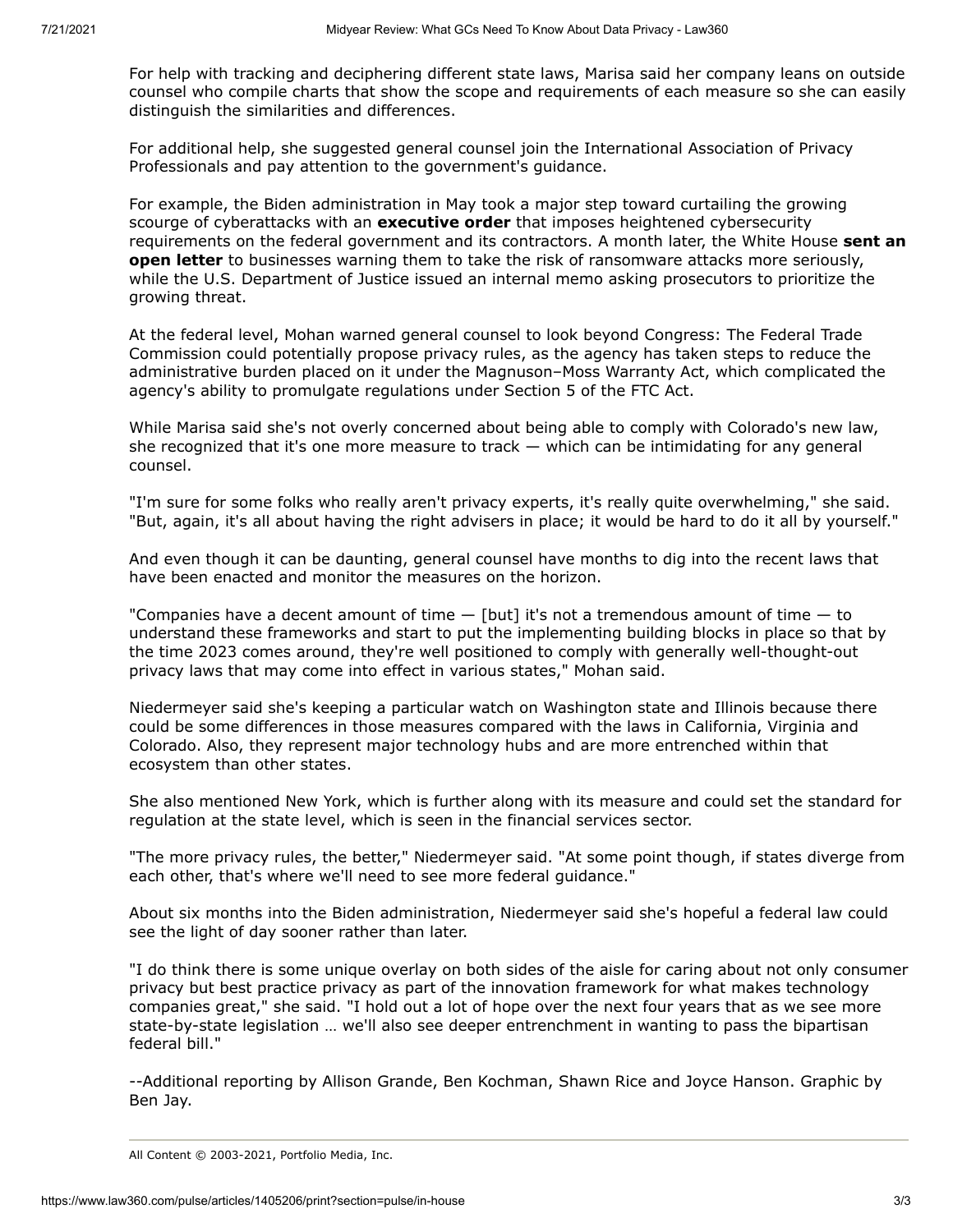For help with tracking and deciphering different state laws, Marisa said her company leans on outside counsel who compile charts that show the scope and requirements of each measure so she can easily distinguish the similarities and differences.

For additional help, she suggested general counsel join the International Association of Privacy Professionals and pay attention to the government's guidance.

For example, the Biden administration in May took a major step toward curtailing the growing scourge of cyberattacks with an **executive order** that imposes heightened cybersecurity requirements on the federal government and its contractors. A month later, the White House **sent an open letter** to businesses warning them to take the risk of ransomware attacks more seriously, while the U.S. Department of Justice issued an internal memo asking prosecutors to prioritize the growing threat.

At the federal level, Mohan warned general counsel to look beyond Congress: The Federal Trade Commission could potentially propose privacy rules, as the agency has taken steps to reduce the administrative burden placed on it under the Magnuson–Moss Warranty Act, which complicated the agency's ability to promulgate regulations under Section 5 of the FTC Act.

While Marisa said she's not overly concerned about being able to comply with Colorado's new law, she recognized that it's one more measure to track — which can be intimidating for any general counsel.

"I'm sure for some folks who really aren't privacy experts, it's really quite overwhelming," she said. "But, again, it's all about having the right advisers in place; it would be hard to do it all by yourself."

And even though it can be daunting, general counsel have months to dig into the recent laws that have been enacted and monitor the measures on the horizon.

"Companies have a decent amount of time — [but] it's not a tremendous amount of time — to understand these frameworks and start to put the implementing building blocks in place so that by the time 2023 comes around, they're well positioned to comply with generally well-thought-out privacy laws that may come into effect in various states," Mohan said.

Niedermeyer said she's keeping a particular watch on Washington state and Illinois because there could be some differences in those measures compared with the laws in California, Virginia and Colorado. Also, they represent major technology hubs and are more entrenched within that ecosystem than other states.

She also mentioned New York, which is further along with its measure and could set the standard for regulation at the state level, which is seen in the financial services sector.

"The more privacy rules, the better," Niedermeyer said. "At some point though, if states diverge from each other, that's where we'll need to see more federal guidance."

About six months into the Biden administration, Niedermeyer said she's hopeful a federal law could see the light of day sooner rather than later.

"I do think there is some unique overlay on both sides of the aisle for caring about not only consumer privacy but best practice privacy as part of the innovation framework for what makes technology companies great," she said. "I hold out a lot of hope over the next four years that as we see more state-by-state legislation … we'll also see deeper entrenchment in wanting to pass the bipartisan federal bill."

--Additional reporting by Allison Grande, Ben Kochman, Shawn Rice and Joyce Hanson. Graphic by Ben Jay.

All Content © 2003-2021, Portfolio Media, Inc.